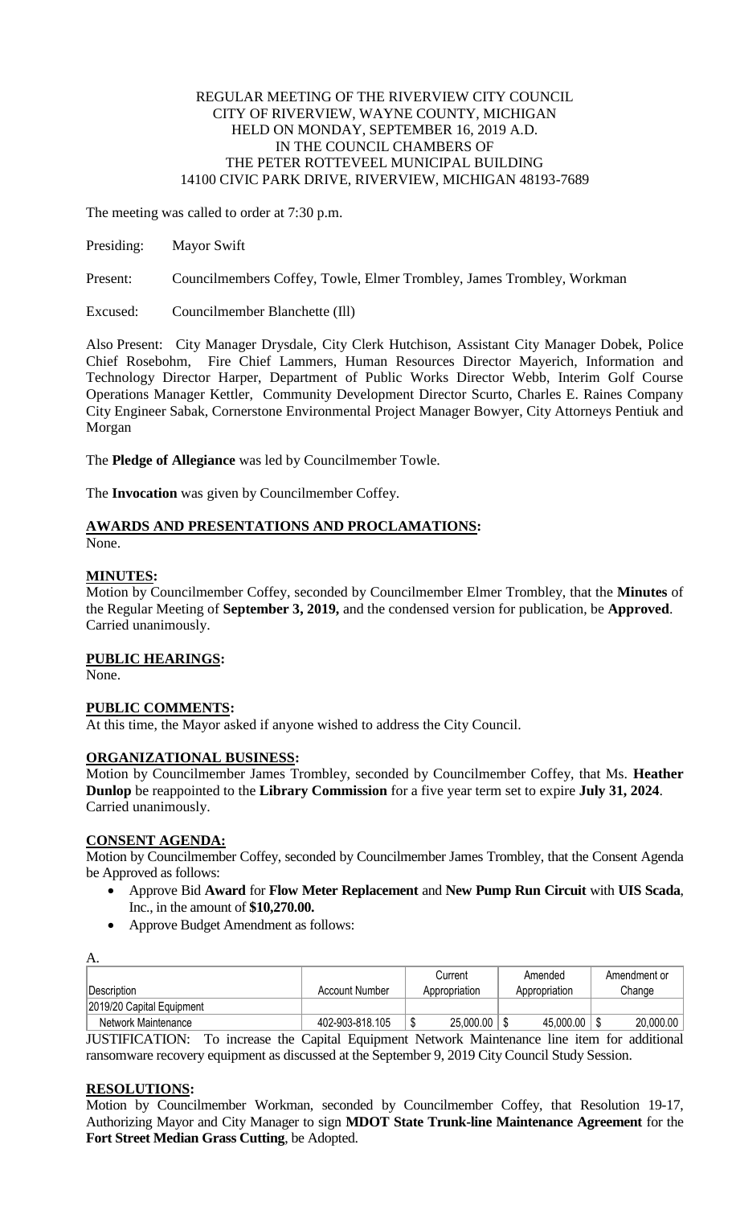REGULAR MEETING OF THE RIVERVIEW CITY COUNCIL
CITY OF RIVERVIEW, WAYNE COUNTY, MICHIGAN
HELD ON MONDAY, SEPTEMBER 16, 2019 A.D.
IN THE COUNCIL CHAMBERS OF
THE PETER ROTTEVEEL MUNICIPAL BUILDING
14100 CIVIC PARK DRIVE, RIVERVIEW, MICHIGAN 48193-7689

The meeting was called to order at 7:30 p.m.

Presiding: Mayor Swift

Present: Councilmembers Coffey, Towle, Elmer Trombley, James Trombley, Workman

Excused: Councilmember Blanchette (Ill)

Also Present: City Manager Drysdale, City Clerk Hutchison, Assistant City Manager Dobek, Police Chief Rosebohm, Fire Chief Lammers, Human Resources Director Mayerich, Information and Technology Director Harper, Department of Public Works Director Webb, Interim Golf Course Operations Manager Kettler, Community Development Director Scurto, Charles E. Raines Company City Engineer Sabak, Cornerstone Environmental Project Manager Bowyer, City Attorneys Pentiuk and Morgan

The **Pledge of Allegiance** was led by Councilmember Towle.

The **Invocation** was given by Councilmember Coffey.

**AWARDS AND PRESENTATIONS AND PROCLAMATIONS:**
None.

**MINUTES:**
Motion by Councilmember Coffey, seconded by Councilmember Elmer Trombley, that the **Minutes** of the Regular Meeting of **September 3, 2019,** and the condensed version for publication, be **Approved**. Carried unanimously.

**PUBLIC HEARINGS:**
None.

**PUBLIC COMMENTS:**
At this time, the Mayor asked if anyone wished to address the City Council.

**ORGANIZATIONAL BUSINESS:**
Motion by Councilmember James Trombley, seconded by Councilmember Coffey, that Ms. **Heather Dunlop** be reappointed to the **Library Commission** for a five year term set to expire **July 31, 2024**. Carried unanimously.

**CONSENT AGENDA:**
Motion by Councilmember Coffey, seconded by Councilmember James Trombley, that the Consent Agenda be Approved as follows:

- Approve Bid **Award** for **Flow Meter Replacement** and **New Pump Run Circuit** with **UIS Scada**, Inc., in the amount of **$10,270.00.**
- Approve Budget Amendment as follows:

A.

| Description | Account Number | Current Appropriation | Amended Appropriation | Amendment or Change |
|---|---|---|---|---|
| 2019/20 Capital Equipment | | | | |
| Network Maintenance | 402-903-818.105 | $ 25,000.00 | $ 45,000.00 | $ 20,000.00 |

JUSTIFICATION: To increase the Capital Equipment Network Maintenance line item for additional ransomware recovery equipment as discussed at the September 9, 2019 City Council Study Session.

**RESOLUTIONS:**
Motion by Councilmember Workman, seconded by Councilmember Coffey, that Resolution 19-17, Authorizing Mayor and City Manager to sign **MDOT State Trunk-line Maintenance Agreement** for the **Fort Street Median Grass Cutting**, be Adopted.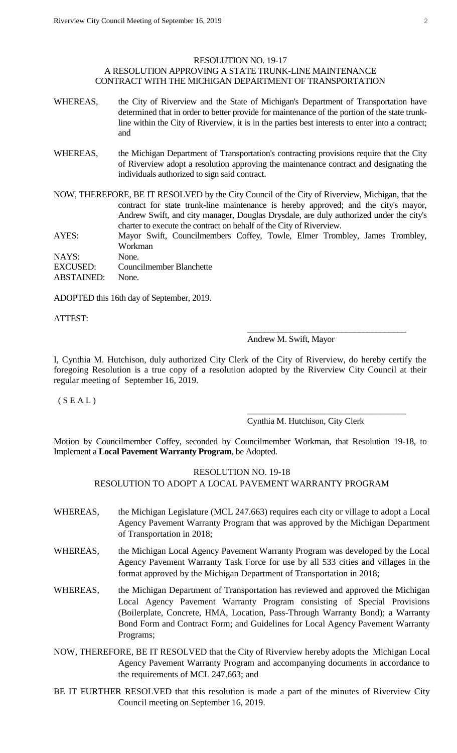RESOLUTION NO. 19-17
A RESOLUTION APPROVING A STATE TRUNK-LINE MAINTENANCE CONTRACT WITH THE MICHIGAN DEPARTMENT OF TRANSPORTATION

WHEREAS, the City of Riverview and the State of Michigan's Department of Transportation have determined that in order to better provide for maintenance of the portion of the state trunk-line within the City of Riverview, it is in the parties best interests to enter into a contract; and

WHEREAS, the Michigan Department of Transportation's contracting provisions require that the City of Riverview adopt a resolution approving the maintenance contract and designating the individuals authorized to sign said contract.

NOW, THEREFORE, BE IT RESOLVED by the City Council of the City of Riverview, Michigan, that the contract for state trunk-line maintenance is hereby approved; and the city's mayor, Andrew Swift, and city manager, Douglas Drysdale, are duly authorized under the city's charter to execute the contract on behalf of the City of Riverview.

AYES: Mayor Swift, Councilmembers Coffey, Towle, Elmer Trombley, James Trombley, Workman
NAYS: None.
EXCUSED: Councilmember Blanchette
ABSTAINED: None.

ADOPTED this 16th day of September, 2019.

ATTEST:

\_\_\_\_\_\_\_\_\_\_\_\_\_\_\_\_\_\_\_\_\_\_\_\_\_\_\_\_\_\_\_\_\_\_\_\_
Andrew M. Swift, Mayor

I, Cynthia M. Hutchison, duly authorized City Clerk of the City of Riverview, do hereby certify the foregoing Resolution is a true copy of a resolution adopted by the Riverview City Council at their regular meeting of September 16, 2019.

( S E A L )

\_\_\_\_\_\_\_\_\_\_\_\_\_\_\_\_\_\_\_\_\_\_\_\_\_\_\_\_\_\_\_\_\_\_\_\_
Cynthia M. Hutchison, City Clerk

Motion by Councilmember Coffey, seconded by Councilmember Workman, that Resolution 19-18, to Implement a **Local Pavement Warranty Program**, be Adopted.

RESOLUTION NO. 19-18
RESOLUTION TO ADOPT A LOCAL PAVEMENT WARRANTY PROGRAM

WHEREAS, the Michigan Legislature (MCL 247.663) requires each city or village to adopt a Local Agency Pavement Warranty Program that was approved by the Michigan Department of Transportation in 2018;

WHEREAS, the Michigan Local Agency Pavement Warranty Program was developed by the Local Agency Pavement Warranty Task Force for use by all 533 cities and villages in the format approved by the Michigan Department of Transportation in 2018;

WHEREAS, the Michigan Department of Transportation has reviewed and approved the Michigan Local Agency Pavement Warranty Program consisting of Special Provisions (Boilerplate, Concrete, HMA, Location, Pass-Through Warranty Bond); a Warranty Bond Form and Contract Form; and Guidelines for Local Agency Pavement Warranty Programs;

NOW, THEREFORE, BE IT RESOLVED that the City of Riverview hereby adopts the Michigan Local Agency Pavement Warranty Program and accompanying documents in accordance to the requirements of MCL 247.663; and

BE IT FURTHER RESOLVED that this resolution is made a part of the minutes of Riverview City Council meeting on September 16, 2019.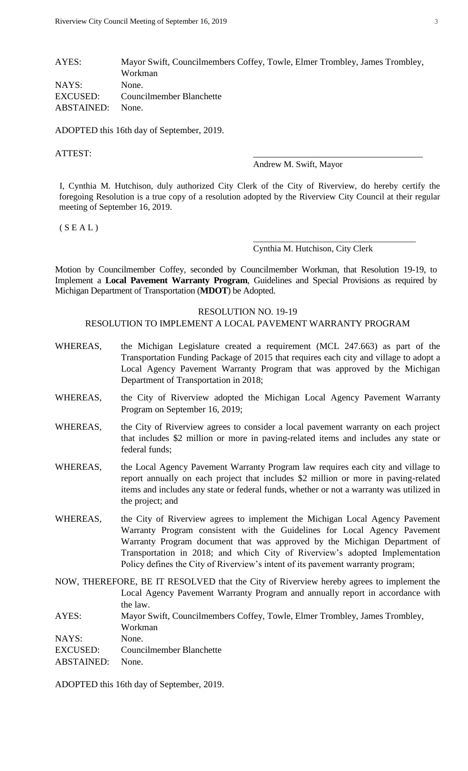AYES: Mayor Swift, Councilmembers Coffey, Towle, Elmer Trombley, James Trombley, Workman
NAYS: None.
EXCUSED: Councilmember Blanchette
ABSTAINED: None.

ADOPTED this 16th day of September, 2019.

ATTEST:

_____________________________________
Andrew M. Swift, Mayor

I, Cynthia M. Hutchison, duly authorized City Clerk of the City of Riverview, do hereby certify the foregoing Resolution is a true copy of a resolution adopted by the Riverview City Council at their regular meeting of September 16, 2019.

( S E A L )

_____________________________________
Cynthia M. Hutchison, City Clerk

Motion by Councilmember Coffey, seconded by Councilmember Workman, that Resolution 19-19, to Implement a **Local Pavement Warranty Program**, Guidelines and Special Provisions as required by Michigan Department of Transportation (**MDOT**) be Adopted.

RESOLUTION NO. 19-19

RESOLUTION TO IMPLEMENT A LOCAL PAVEMENT WARRANTY PROGRAM

WHEREAS, the Michigan Legislature created a requirement (MCL 247.663) as part of the Transportation Funding Package of 2015 that requires each city and village to adopt a Local Agency Pavement Warranty Program that was approved by the Michigan Department of Transportation in 2018;

WHEREAS, the City of Riverview adopted the Michigan Local Agency Pavement Warranty Program on September 16, 2019;

WHEREAS, the City of Riverview agrees to consider a local pavement warranty on each project that includes $2 million or more in paving-related items and includes any state or federal funds;

WHEREAS, the Local Agency Pavement Warranty Program law requires each city and village to report annually on each project that includes $2 million or more in paving-related items and includes any state or federal funds, whether or not a warranty was utilized in the project; and

WHEREAS, the City of Riverview agrees to implement the Michigan Local Agency Pavement Warranty Program consistent with the Guidelines for Local Agency Pavement Warranty Program document that was approved by the Michigan Department of Transportation in 2018; and which City of Riverview's adopted Implementation Policy defines the City of Riverview's intent of its pavement warranty program;

NOW, THEREFORE, BE IT RESOLVED that the City of Riverview hereby agrees to implement the Local Agency Pavement Warranty Program and annually report in accordance with the law.

AYES: Mayor Swift, Councilmembers Coffey, Towle, Elmer Trombley, James Trombley, Workman
NAYS: None.
EXCUSED: Councilmember Blanchette
ABSTAINED: None.

ADOPTED this 16th day of September, 2019.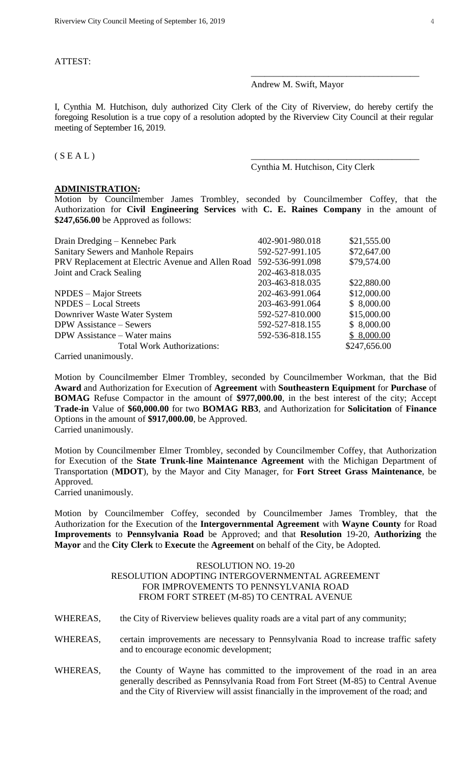ATTEST:

\_\_\_\_\_\_\_\_\_\_\_\_\_\_\_\_\_\_\_\_\_\_\_\_\_\_\_\_\_\_\_\_\_\_\_\_\_\_

Andrew M. Swift, Mayor

I, Cynthia M. Hutchison, duly authorized City Clerk of the City of Riverview, do hereby certify the foregoing Resolution is a true copy of a resolution adopted by the Riverview City Council at their regular meeting of September 16, 2019.

( S E A L ) \_\_\_\_\_\_\_\_\_\_\_\_\_\_\_\_\_\_\_\_\_\_\_\_\_\_\_\_\_\_\_\_\_\_\_\_\_\_

Cynthia M. Hutchison, City Clerk

**ADMINISTRATION:**

Motion by Councilmember James Trombley, seconded by Councilmember Coffey, that the Authorization for **Civil Engineering Services** with **C. E. Raines Company** in the amount of **$247,656.00** be Approved as follows:

| | | |
|---|---|---|
| Drain Dredging – Kennebec Park | 402-901-980.018 | $21,555.00 |
| Sanitary Sewers and Manhole Repairs | 592-527-991.105 | $72,647.00 |
| PRV Replacement at Electric Avenue and Allen Road | 592-536-991.098 | $79,574.00 |
| Joint and Crack Sealing | 202-463-818.035 | |
| | 203-463-818.035 | $22,880.00 |
| NPDES – Major Streets | 202-463-991.064 | $12,000.00 |
| NPDES – Local Streets | 203-463-991.064 | $ 8,000.00 |
| Downriver Waste Water System | 592-527-810.000 | $15,000.00 |
| DPW Assistance – Sewers | 592-527-818.155 | $ 8,000.00 |
| DPW Assistance – Water mains | 592-536-818.155 | $ 8,000.00 |
| Total Work Authorizations: | | $247,656.00 |

Carried unanimously.

Motion by Councilmember Elmer Trombley, seconded by Councilmember Workman, that the Bid **Award** and Authorization for Execution of **Agreement** with **Southeastern Equipment** for **Purchase** of **BOMAG** Refuse Compactor in the amount of **$977,000.00**, in the best interest of the city; Accept **Trade-in** Value of **$60,000.00** for two **BOMAG RB3**, and Authorization for **Solicitation** of **Finance** Options in the amount of **$917,000.00**, be Approved.
Carried unanimously.

Motion by Councilmember Elmer Trombley, seconded by Councilmember Coffey, that Authorization for Execution of the **State Trunk-line Maintenance Agreement** with the Michigan Department of Transportation (**MDOT**), by the Mayor and City Manager, for **Fort Street Grass Maintenance**, be Approved.
Carried unanimously.

Motion by Councilmember Coffey, seconded by Councilmember James Trombley, that the Authorization for the Execution of the **Intergovernmental Agreement** with **Wayne County** for Road **Improvements** to **Pennsylvania Road** be Approved; and that **Resolution** 19-20, **Authorizing** the **Mayor** and the **City Clerk** to **Execute** the **Agreement** on behalf of the City, be Adopted.

RESOLUTION NO. 19-20
RESOLUTION ADOPTING INTERGOVERNMENTAL AGREEMENT
FOR IMPROVEMENTS TO PENNSYLVANIA ROAD
FROM FORT STREET (M-85) TO CENTRAL AVENUE

WHEREAS, the City of Riverview believes quality roads are a vital part of any community;

WHEREAS, certain improvements are necessary to Pennsylvania Road to increase traffic safety and to encourage economic development;

WHEREAS, the County of Wayne has committed to the improvement of the road in an area generally described as Pennsylvania Road from Fort Street (M-85) to Central Avenue and the City of Riverview will assist financially in the improvement of the road; and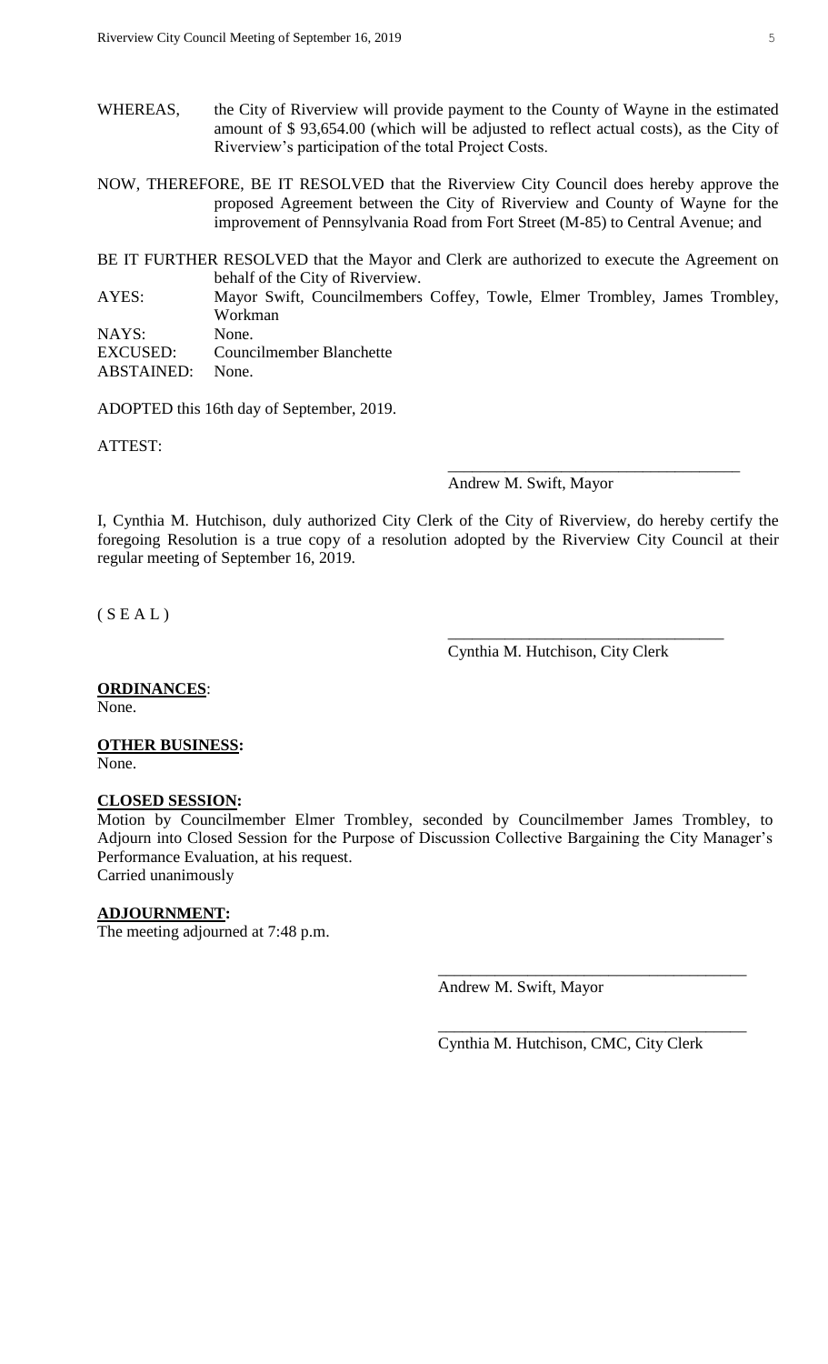WHEREAS, the City of Riverview will provide payment to the County of Wayne in the estimated amount of $ 93,654.00 (which will be adjusted to reflect actual costs), as the City of Riverview's participation of the total Project Costs.

NOW, THEREFORE, BE IT RESOLVED that the Riverview City Council does hereby approve the proposed Agreement between the City of Riverview and County of Wayne for the improvement of Pennsylvania Road from Fort Street (M-85) to Central Avenue; and

BE IT FURTHER RESOLVED that the Mayor and Clerk are authorized to execute the Agreement on behalf of the City of Riverview.

AYES: Mayor Swift, Councilmembers Coffey, Towle, Elmer Trombley, James Trombley, Workman
NAYS: None.
EXCUSED: Councilmember Blanchette
ABSTAINED: None.

ADOPTED this 16th day of September, 2019.

ATTEST:

\_\_\_\_\_\_\_\_\_\_\_\_\_\_\_\_\_\_\_\_\_\_\_\_\_\_\_\_\_\_\_\_\_\_\_\_
Andrew M. Swift, Mayor

I, Cynthia M. Hutchison, duly authorized City Clerk of the City of Riverview, do hereby certify the foregoing Resolution is a true copy of a resolution adopted by the Riverview City Council at their regular meeting of September 16, 2019.

( S E A L )

\_\_\_\_\_\_\_\_\_\_\_\_\_\_\_\_\_\_\_\_\_\_\_\_\_\_\_\_\_\_\_\_\_\_\_\_
Cynthia M. Hutchison, City Clerk

**ORDINANCES**:
None.

**OTHER BUSINESS:**
None.

**CLOSED SESSION:**
Motion by Councilmember Elmer Trombley, seconded by Councilmember James Trombley, to Adjourn into Closed Session for the Purpose of Discussion Collective Bargaining the City Manager's Performance Evaluation, at his request.
Carried unanimously

**ADJOURNMENT:**
The meeting adjourned at 7:48 p.m.

\_\_\_\_\_\_\_\_\_\_\_\_\_\_\_\_\_\_\_\_\_\_\_\_\_\_\_\_\_\_\_\_\_\_\_\_
Andrew M. Swift, Mayor

\_\_\_\_\_\_\_\_\_\_\_\_\_\_\_\_\_\_\_\_\_\_\_\_\_\_\_\_\_\_\_\_\_\_\_\_
Cynthia M. Hutchison, CMC, City Clerk